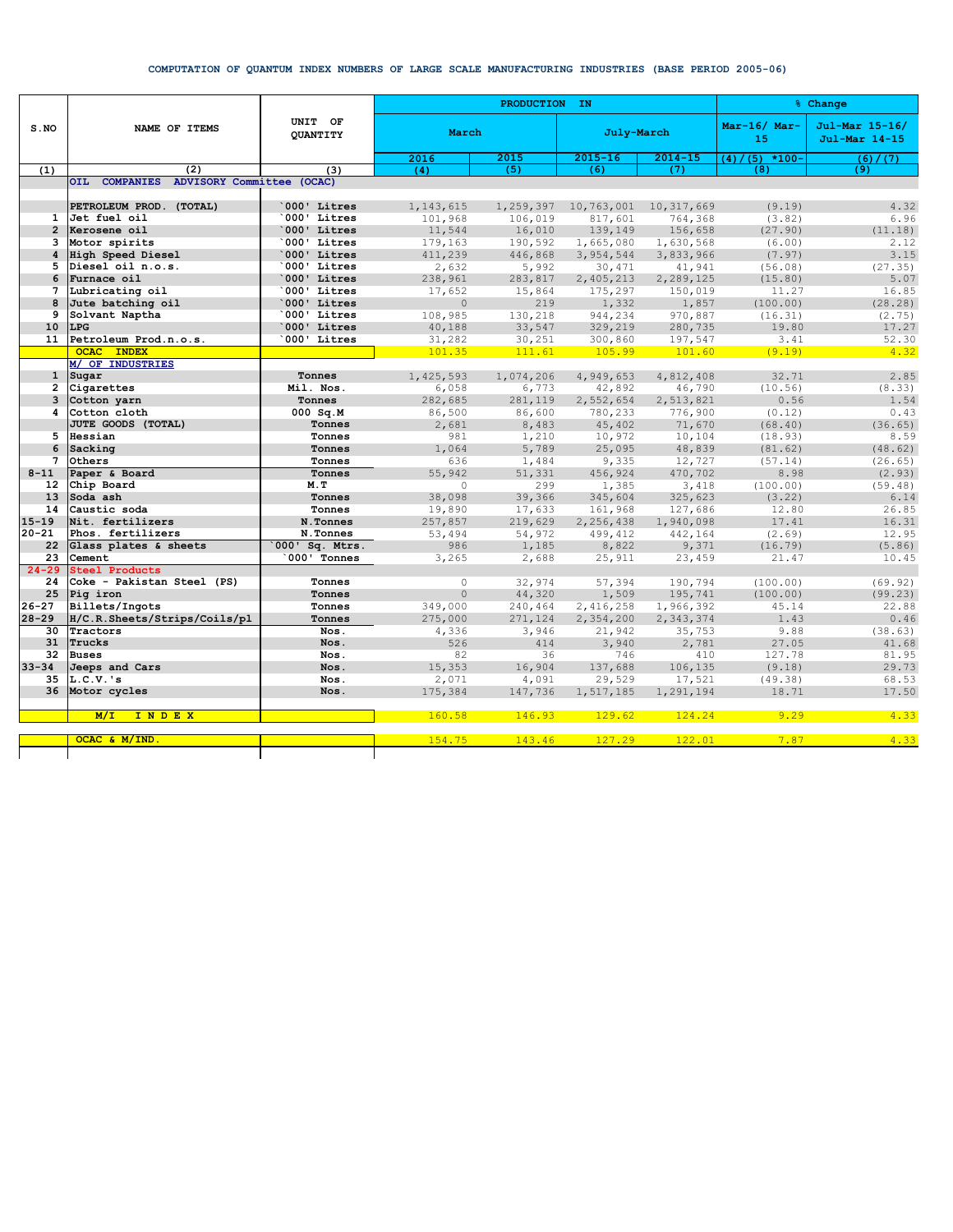# COMPUTATION OF QUANTUM INDEX NUMBERS OF LARGE SCALE MANUFACTURING INDUSTRIES (BASE PERIOD 2005-06)

| S.NO | NAME OF ITEMS | UNIT OF QUANTITY | PRODUCTION IN | | | | % Change | |
|---|---|---|---|---|---|---|---|---|
| | | | March | | July-March | | Mar-16/ Mar-15 | Jul-Mar 15-16/ Jul-Mar 14-15 |
| | | | 2016 | 2015 | 2015-16 | 2014-15 | (4)/(5) *100- | (6)/(7) |
| (1) | (2) | (3) | (4) | (5) | (6) | (7) | (8) | (9) |
| | OIL COMPANIES ADVISORY Committee (OCAC) | | | | | | | |
| | PETROLEUM PROD. (TOTAL) | `000' Litres | 1,143,615 | 1,259,397 | 10,763,001 | 10,317,669 | (9.19) | 4.32 |
| 1 | Jet fuel oil | `000' Litres | 101,968 | 106,019 | 817,601 | 764,368 | (3.82) | 6.96 |
| 2 | Kerosene oil | `000' Litres | 11,544 | 16,010 | 139,149 | 156,658 | (27.90) | (11.18) |
| 3 | Motor spirits | `000' Litres | 179,163 | 190,592 | 1,665,080 | 1,630,568 | (6.00) | 2.12 |
| 4 | High Speed Diesel | `000' Litres | 411,239 | 446,868 | 3,954,544 | 3,833,966 | (7.97) | 3.15 |
| 5 | Diesel oil n.o.s. | `000' Litres | 2,632 | 5,992 | 30,471 | 41,941 | (56.08) | (27.35) |
| 6 | Furnace oil | `000' Litres | 238,961 | 283,817 | 2,405,213 | 2,289,125 | (15.80) | 5.07 |
| 7 | Lubricating oil | `000' Litres | 17,652 | 15,864 | 175,297 | 150,019 | 11.27 | 16.85 |
| 8 | Jute batching oil | `000' Litres | 0 | 219 | 1,332 | 1,857 | (100.00) | (28.28) |
| 9 | Solvant Naptha | `000' Litres | 108,985 | 130,218 | 944,234 | 970,887 | (16.31) | (2.75) |
| 10 | LPG | `000' Litres | 40,188 | 33,547 | 329,219 | 280,735 | 19.80 | 17.27 |
| 11 | Petroleum Prod.n.o.s. | `000' Litres | 31,282 | 30,251 | 300,860 | 197,547 | 3.41 | 52.30 |
| | OCAC INDEX | | 101.35 | 111.61 | 105.99 | 101.60 | (9.19) | 4.32 |
| | M/ OF INDUSTRIES | | | | | | | |
| 1 | Sugar | Tonnes | 1,425,593 | 1,074,206 | 4,949,653 | 4,812,408 | 32.71 | 2.85 |
| 2 | Cigarettes | Mil. Nos. | 6,058 | 6,773 | 42,892 | 46,790 | (10.56) | (8.33) |
| 3 | Cotton yarn | Tonnes | 282,685 | 281,119 | 2,552,654 | 2,513,821 | 0.56 | 1.54 |
| 4 | Cotton cloth | 000 Sq.M | 86,500 | 86,600 | 780,233 | 776,900 | (0.12) | 0.43 |
| | JUTE GOODS (TOTAL) | Tonnes | 2,681 | 8,483 | 45,402 | 71,670 | (68.40) | (36.65) |
| 5 | Hessian | Tonnes | 981 | 1,210 | 10,972 | 10,104 | (18.93) | 8.59 |
| 6 | Sacking | Tonnes | 1,064 | 5,789 | 25,095 | 48,839 | (81.62) | (48.62) |
| 7 | Others | Tonnes | 636 | 1,484 | 9,335 | 12,727 | (57.14) | (26.65) |
| 8-11 | Paper & Board | Tonnes | 55,942 | 51,331 | 456,924 | 470,702 | 8.98 | (2.93) |
| 12 | Chip Board | M.T | 0 | 299 | 1,385 | 3,418 | (100.00) | (59.48) |
| 13 | Soda ash | Tonnes | 38,098 | 39,366 | 345,604 | 325,623 | (3.22) | 6.14 |
| 14 | Caustic soda | Tonnes | 19,890 | 17,633 | 161,968 | 127,686 | 12.80 | 26.85 |
| 15-19 | Nit. fertilizers | N.Tonnes | 257,857 | 219,629 | 2,256,438 | 1,940,098 | 17.41 | 16.31 |
| 20-21 | Phos. fertilizers | N.Tonnes | 53,494 | 54,972 | 499,412 | 442,164 | (2.69) | 12.95 |
| 22 | Glass plates & sheets | `000' Sq. Mtrs. | 986 | 1,185 | 8,822 | 9,371 | (16.79) | (5.86) |
| 23 | Cement | `000' Tonnes | 3,265 | 2,688 | 25,911 | 23,459 | 21.47 | 10.45 |
| 24-29 | Steel Products | | | | | | | |
| 24 | Coke - Pakistan Steel (PS) | Tonnes | 0 | 32,974 | 57,394 | 190,794 | (100.00) | (69.92) |
| 25 | Pig iron | Tonnes | 0 | 44,320 | 1,509 | 195,741 | (100.00) | (99.23) |
| 26-27 | Billets/Ingots | Tonnes | 349,000 | 240,464 | 2,416,258 | 1,966,392 | 45.14 | 22.88 |
| 28-29 | H/C.R.Sheets/Strips/Coils/pl | Tonnes | 275,000 | 271,124 | 2,354,200 | 2,343,374 | 1.43 | 0.46 |
| 30 | Tractors | Nos. | 4,336 | 3,946 | 21,942 | 35,753 | 9.88 | (38.63) |
| 31 | Trucks | Nos. | 526 | 414 | 3,940 | 2,781 | 27.05 | 41.68 |
| 32 | Buses | Nos. | 82 | 36 | 746 | 410 | 127.78 | 81.95 |
| 33-34 | Jeeps and Cars | Nos. | 15,353 | 16,904 | 137,688 | 106,135 | (9.18) | 29.73 |
| 35 | L.C.V.'s | Nos. | 2,071 | 4,091 | 29,529 | 17,521 | (49.38) | 68.53 |
| 36 | Motor cycles | Nos. | 175,384 | 147,736 | 1,517,185 | 1,291,194 | 18.71 | 17.50 |
| | M/I INDEX | | 160.58 | 146.93 | 129.62 | 124.24 | 9.29 | 4.33 |
| | OCAC & M/IND. | | 154.75 | 143.46 | 127.29 | 122.01 | 7.87 | 4.33 |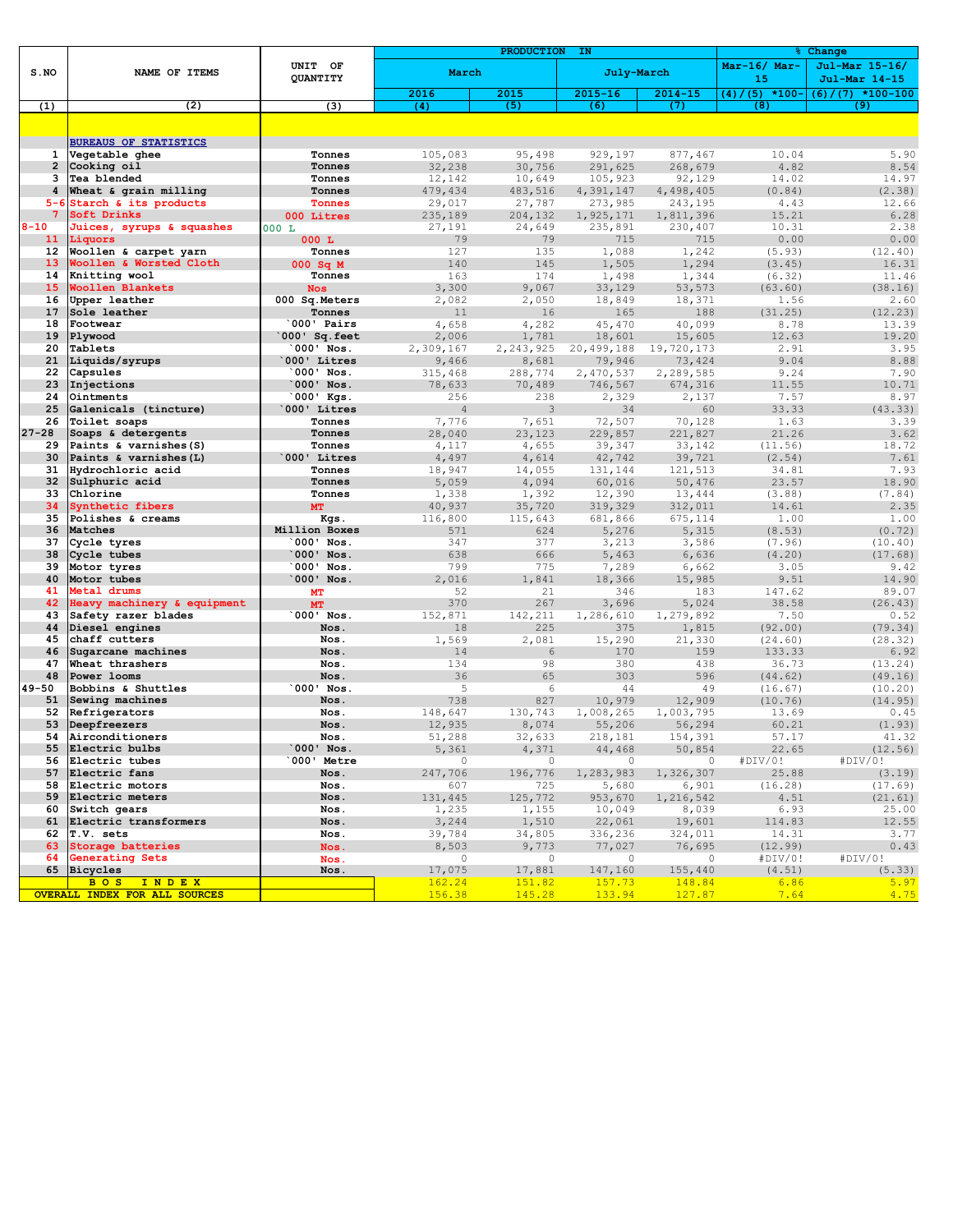| S.NO | NAME OF ITEMS | UNIT OF QUANTITY | PRODUCTION IN | | | | % Change | |
|---|---|---|---|---|---|---|---|---|
| | | | March | | July-March | | Mar-16/ Mar-15 | Jul-Mar 15-16/ Jul-Mar 14-15 |
| | | | 2016 | 2015 | 2015-16 | 2014-15 | (4)/(5) *100- | (6)/(7) *100-100 |
| (1) | (2) | (3) | (4) | (5) | (6) | (7) | (8) | (9) |
| | BUREAUS OF STATISTICS | | | | | | | |
| 1 | Vegetable ghee | Tonnes | 105,083 | 95,498 | 929,197 | 877,467 | 10.04 | 5.90 |
| 2 | Cooking oil | Tonnes | 32,238 | 30,756 | 291,625 | 268,679 | 4.82 | 8.54 |
| 3 | Tea blended | Tonnes | 12,142 | 10,649 | 105,923 | 92,129 | 14.02 | 14.97 |
| 4 | Wheat & grain milling | Tonnes | 479,434 | 483,516 | 4,391,147 | 4,498,405 | (0.84) | (2.38) |
| 5-6 | Starch & its products | Tonnes | 29,017 | 27,787 | 273,985 | 243,195 | 4.43 | 12.66 |
| 7 | Soft Drinks | 000 Litres | 235,189 | 204,132 | 1,925,171 | 1,811,396 | 15.21 | 6.28 |
| 8-10 | Juices, syrups & squashes | 000 L | 27,191 | 24,649 | 235,891 | 230,407 | 10.31 | 2.38 |
| 11 | Liquors | 000 L | 79 | 79 | 715 | 715 | 0.00 | 0.00 |
| 12 | Woollen & carpet yarn | Tonnes | 127 | 135 | 1,088 | 1,242 | (5.93) | (12.40) |
| 13 | Woollen & Worsted Cloth | 000 Sq M | 140 | 145 | 1,505 | 1,294 | (3.45) | 16.31 |
| 14 | Knitting wool | Tonnes | 163 | 174 | 1,498 | 1,344 | (6.32) | 11.46 |
| 15 | Woollen Blankets | Nos | 3,300 | 9,067 | 33,129 | 53,573 | (63.60) | (38.16) |
| 16 | Upper leather | 000 Sq.Meters | 2,082 | 2,050 | 18,849 | 18,371 | 1.56 | 2.60 |
| 17 | Sole leather | Tonnes | 11 | 16 | 165 | 188 | (31.25) | (12.23) |
| 18 | Footwear | `000' Pairs | 4,658 | 4,282 | 45,470 | 40,099 | 8.78 | 13.39 |
| 19 | Plywood | `000' Sq.feet | 2,006 | 1,781 | 18,601 | 15,605 | 12.63 | 19.20 |
| 20 | Tablets | `000' Nos. | 2,309,167 | 2,243,925 | 20,499,188 | 19,720,173 | 2.91 | 3.95 |
| 21 | Liquids/syrups | `000' Litres | 9,466 | 8,681 | 79,946 | 73,424 | 9.04 | 8.88 |
| 22 | Capsules | `000' Nos. | 315,468 | 288,774 | 2,470,537 | 2,289,585 | 9.24 | 7.90 |
| 23 | Injections | `000' Nos. | 78,633 | 70,489 | 746,567 | 674,316 | 11.55 | 10.71 |
| 24 | Ointments | `000' Kgs. | 256 | 238 | 2,329 | 2,137 | 7.57 | 8.97 |
| 25 | Galenicals (tincture) | `000' Litres | 4 | 3 | 34 | 60 | 33.33 | (43.33) |
| 26 | Toilet soaps | Tonnes | 7,776 | 7,651 | 72,507 | 70,128 | 1.63 | 3.39 |
| 27-28 | Soaps & detergents | Tonnes | 28,040 | 23,123 | 229,857 | 221,827 | 21.26 | 3.62 |
| 29 | Paints & varnishes(S) | Tonnes | 4,117 | 4,655 | 39,347 | 33,142 | (11.56) | 18.72 |
| 30 | Paints & varnishes(L) | `000' Litres | 4,497 | 4,614 | 42,742 | 39,721 | (2.54) | 7.61 |
| 31 | Hydrochloric acid | Tonnes | 18,947 | 14,055 | 131,144 | 121,513 | 34.81 | 7.93 |
| 32 | Sulphuric acid | Tonnes | 5,059 | 4,094 | 60,016 | 50,476 | 23.57 | 18.90 |
| 33 | Chlorine | Tonnes | 1,338 | 1,392 | 12,390 | 13,444 | (3.88) | (7.84) |
| 34 | Synthetic fibers | MT | 40,937 | 35,720 | 319,329 | 312,011 | 14.61 | 2.35 |
| 35 | Polishes & creams | Kgs. | 116,800 | 115,643 | 681,866 | 675,114 | 1.00 | 1.00 |
| 36 | Matches | Million Boxes | 571 | 624 | 5,276 | 5,315 | (8.53) | (0.72) |
| 37 | Cycle tyres | `000' Nos. | 347 | 377 | 3,213 | 3,586 | (7.96) | (10.40) |
| 38 | Cycle tubes | `000' Nos. | 638 | 666 | 5,463 | 6,636 | (4.20) | (17.68) |
| 39 | Motor tyres | `000' Nos. | 799 | 775 | 7,289 | 6,662 | 3.05 | 9.42 |
| 40 | Motor tubes | `000' Nos. | 2,016 | 1,841 | 18,366 | 15,985 | 9.51 | 14.90 |
| 41 | Metal drums | MT | 52 | 21 | 346 | 183 | 147.62 | 89.07 |
| 42 | Heavy machinery & equipment | MT | 370 | 267 | 3,696 | 5,024 | 38.58 | (26.43) |
| 43 | Safety razer blades | `000' Nos. | 152,871 | 142,211 | 1,286,610 | 1,279,892 | 7.50 | 0.52 |
| 44 | Diesel engines | Nos. | 18 | 225 | 375 | 1,815 | (92.00) | (79.34) |
| 45 | chaff cutters | Nos. | 1,569 | 2,081 | 15,290 | 21,330 | (24.60) | (28.32) |
| 46 | Sugarcane machines | Nos. | 14 | 6 | 170 | 159 | 133.33 | 6.92 |
| 47 | Wheat thrashers | Nos. | 134 | 98 | 380 | 438 | 36.73 | (13.24) |
| 48 | Power looms | Nos. | 36 | 65 | 303 | 596 | (44.62) | (49.16) |
| 49-50 | Bobbins & Shuttles | `000' Nos. | 5 | 6 | 44 | 49 | (16.67) | (10.20) |
| 51 | Sewing machines | Nos. | 738 | 827 | 10,979 | 12,909 | (10.76) | (14.95) |
| 52 | Refrigerators | Nos. | 148,647 | 130,743 | 1,008,265 | 1,003,795 | 13.69 | 0.45 |
| 53 | Deepfreezers | Nos. | 12,935 | 8,074 | 55,206 | 56,294 | 60.21 | (1.93) |
| 54 | Airconditioners | Nos. | 51,288 | 32,633 | 218,181 | 154,391 | 57.17 | 41.32 |
| 55 | Electric bulbs | `000' Nos. | 5,361 | 4,371 | 44,468 | 50,854 | 22.65 | (12.56) |
| 56 | Electric tubes | `000' Metre | 0 | 0 | 0 | 0 | #DIV/0! | #DIV/0! |
| 57 | Electric fans | Nos. | 247,706 | 196,776 | 1,283,983 | 1,326,307 | 25.88 | (3.19) |
| 58 | Electric motors | Nos. | 607 | 725 | 5,680 | 6,901 | (16.28) | (17.69) |
| 59 | Electric meters | Nos. | 131,445 | 125,772 | 953,670 | 1,216,542 | 4.51 | (21.61) |
| 60 | Switch gears | Nos. | 1,235 | 1,155 | 10,049 | 8,039 | 6.93 | 25.00 |
| 61 | Electric transformers | Nos. | 3,244 | 1,510 | 22,061 | 19,601 | 114.83 | 12.55 |
| 62 | T.V. sets | Nos. | 39,784 | 34,805 | 336,236 | 324,011 | 14.31 | 3.77 |
| 63 | Storage batteries | Nos. | 8,503 | 9,773 | 77,027 | 76,695 | (12.99) | 0.43 |
| 64 | Generating Sets | Nos. | 0 | 0 | 0 | 0 | #DIV/0! | #DIV/0! |
| 65 | Bicycles | Nos. | 17,075 | 17,881 | 147,160 | 155,440 | (4.51) | (5.33) |
| | B O S I N D E X | | 162.24 | 151.82 | 157.73 | 148.84 | 6.86 | 5.97 |
| | OVERALL INDEX FOR ALL SOURCES | | 156.38 | 145.28 | 133.94 | 127.87 | 7.64 | 4.75 |